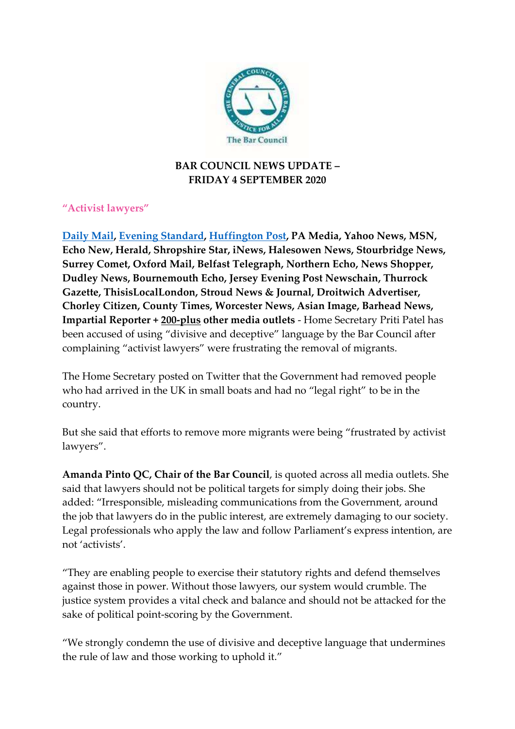# BAR COUNCIL NEWS UPDATE – FRIDAY 4 SEPTEMBER 2020

## "Activist lawyers"

**Daily Mail, Evening Standard, Huffington Post, PA Media, Yahoo News, MSN, Echo New, Herald, Shropshire Star, iNews, Halesowen News, Stourbridge News, Surrey Comet, Oxford Mail, Belfast Telegraph, Northern Echo, News Shopper, Dudley News, Bournemouth Echo, Jersey Evening Post Newschain, Thurrock Gazette, ThisisLocalLondon, Stroud News & Journal, Droitwich Advertiser, Chorley Citizen, County Times, Worcester News, Asian Image, Barhead News, Impartial Reporter + 200-plus other media outlets** - Home Secretary Priti Patel has been accused of using "divisive and deceptive" language by the Bar Council after complaining "activist lawyers" were frustrating the removal of migrants.

The Home Secretary posted on Twitter that the Government had removed people who had arrived in the UK in small boats and had no "legal right" to be in the country.

But she said that efforts to remove more migrants were being "frustrated by activist lawyers".

**Amanda Pinto QC, Chair of the Bar Council**, is quoted across all media outlets. She said that lawyers should not be political targets for simply doing their jobs. She added: "Irresponsible, misleading communications from the Government, around the job that lawyers do in the public interest, are extremely damaging to our society. Legal professionals who apply the law and follow Parliament's express intention, are not 'activists'.

"They are enabling people to exercise their statutory rights and defend themselves against those in power. Without those lawyers, our system would crumble. The justice system provides a vital check and balance and should not be attacked for the sake of political point-scoring by the Government.

"We strongly condemn the use of divisive and deceptive language that undermines the rule of law and those working to uphold it."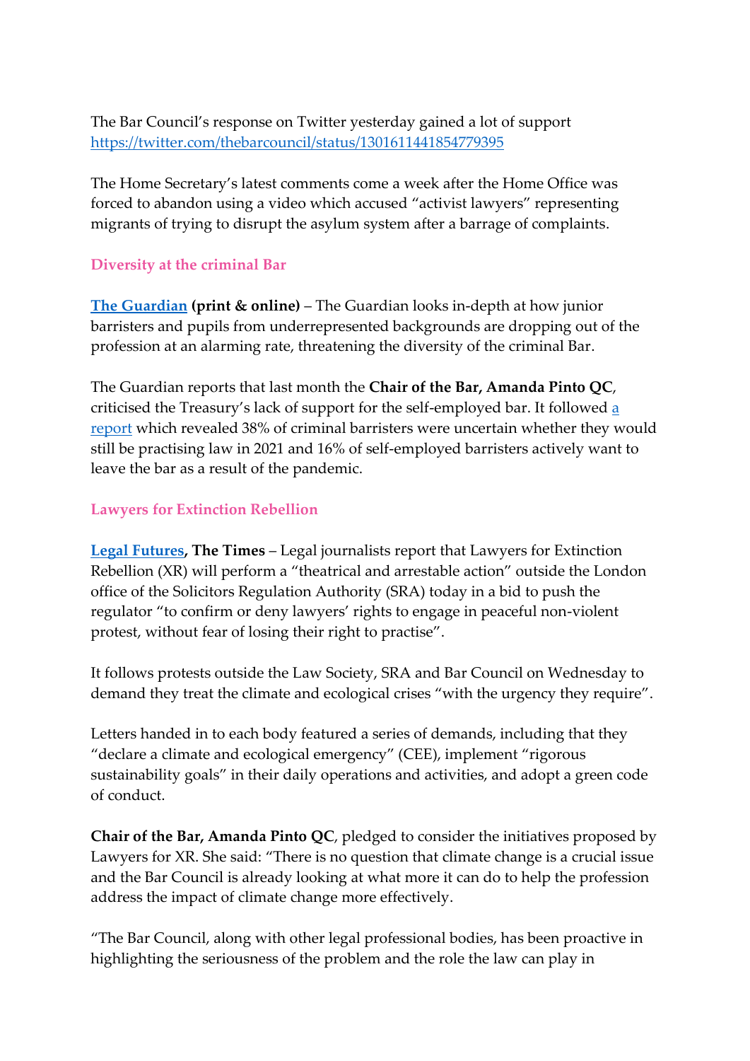The Bar Council's response on Twitter yesterday gained a lot of support https://twitter.com/thebarcouncil/status/1301611441854779395

The Home Secretary's latest comments come a week after the Home Office was forced to abandon using a video which accused "activist lawyers" representing migrants of trying to disrupt the asylum system after a barrage of complaints.

### Diversity at the criminal Bar

**The Guardian (print & online)** – The Guardian looks in-depth at how junior barristers and pupils from underrepresented backgrounds are dropping out of the profession at an alarming rate, threatening the diversity of the criminal Bar.

The Guardian reports that last month the **Chair of the Bar, Amanda Pinto QC**, criticised the Treasury's lack of support for the self-employed bar. It followed a report which revealed 38% of criminal barristers were uncertain whether they would still be practising law in 2021 and 16% of self-employed barristers actively want to leave the bar as a result of the pandemic.

### Lawyers for Extinction Rebellion

**Legal Futures, The Times** – Legal journalists report that Lawyers for Extinction Rebellion (XR) will perform a "theatrical and arrestable action" outside the London office of the Solicitors Regulation Authority (SRA) today in a bid to push the regulator "to confirm or deny lawyers' rights to engage in peaceful non-violent protest, without fear of losing their right to practise".

It follows protests outside the Law Society, SRA and Bar Council on Wednesday to demand they treat the climate and ecological crises "with the urgency they require".

Letters handed in to each body featured a series of demands, including that they "declare a climate and ecological emergency" (CEE), implement "rigorous sustainability goals" in their daily operations and activities, and adopt a green code of conduct.

**Chair of the Bar, Amanda Pinto QC**, pledged to consider the initiatives proposed by Lawyers for XR. She said: "There is no question that climate change is a crucial issue and the Bar Council is already looking at what more it can do to help the profession address the impact of climate change more effectively.

"The Bar Council, along with other legal professional bodies, has been proactive in highlighting the seriousness of the problem and the role the law can play in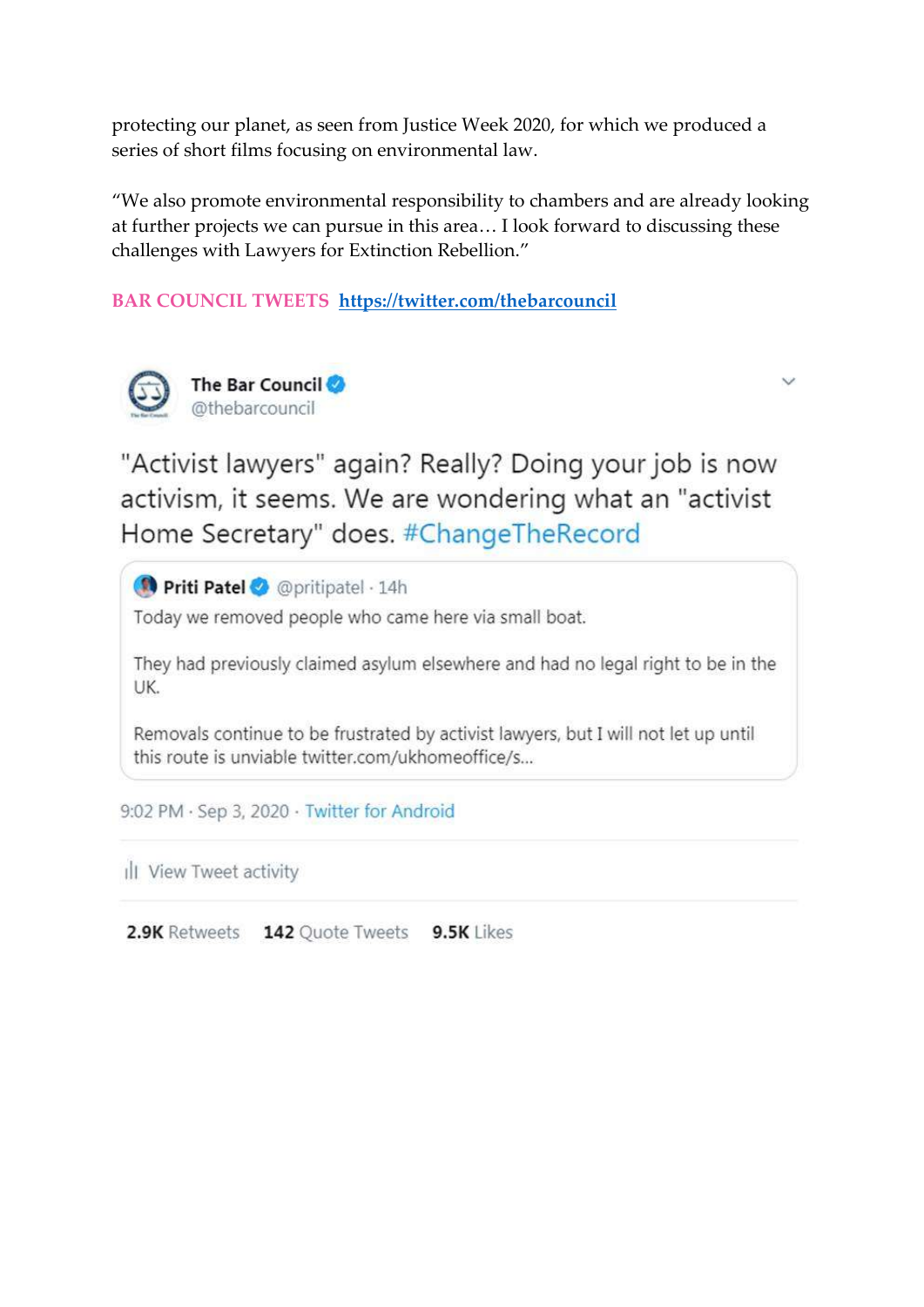protecting our planet, as seen from Justice Week 2020, for which we produced a series of short films focusing on environmental law.

"We also promote environmental responsibility to chambers and are already looking at further projects we can pursue in this area… I look forward to discussing these challenges with Lawyers for Extinction Rebellion."

**BAR COUNCIL TWEETS** https://twitter.com/thebarcouncil

**The Bar Council** @thebarcouncil

"Activist lawyers" again? Really? Doing your job is now activism, it seems. We are wondering what an "activist Home Secretary" does. #ChangeTheRecord

> **Priti Patel** @pritipatel · 14h
>
> Today we removed people who came here via small boat.
>
> They had previously claimed asylum elsewhere and had no legal right to be in the UK.
>
> Removals continue to be frustrated by activist lawyers, but I will not let up until this route is unviable twitter.com/ukhomeoffice/s...

9:02 PM · Sep 3, 2020 · Twitter for Android

View Tweet activity

**2.9K** Retweets **142** Quote Tweets **9.5K** Likes